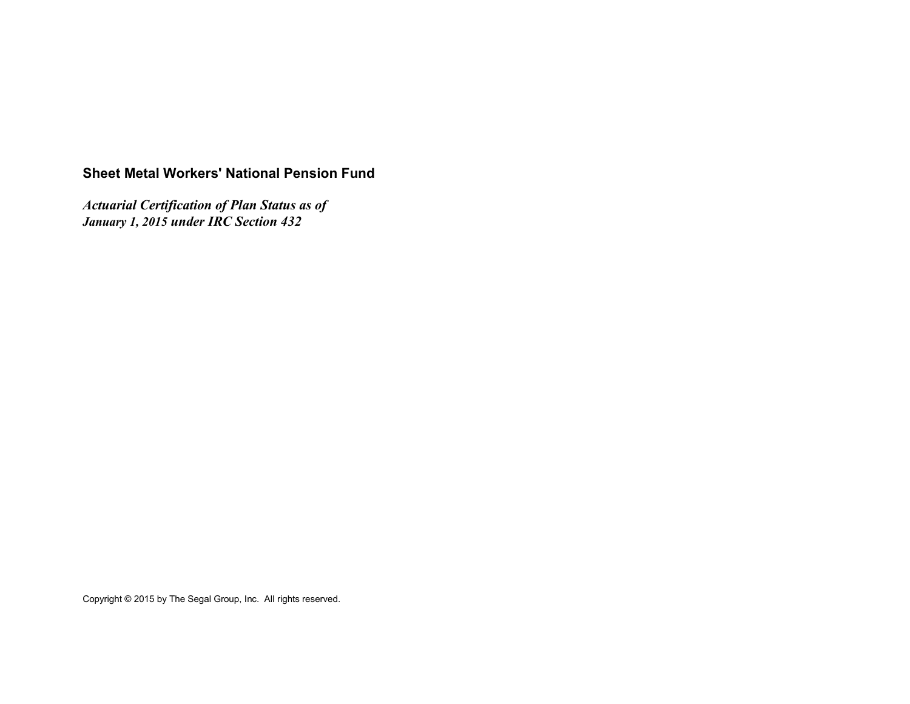# Sheet Metal Workers' National Pension Fund

***Actuarial Certification of Plan Status as of January 1, 2015 under IRC Section 432***

Copyright © 2015 by The Segal Group, Inc. All rights reserved.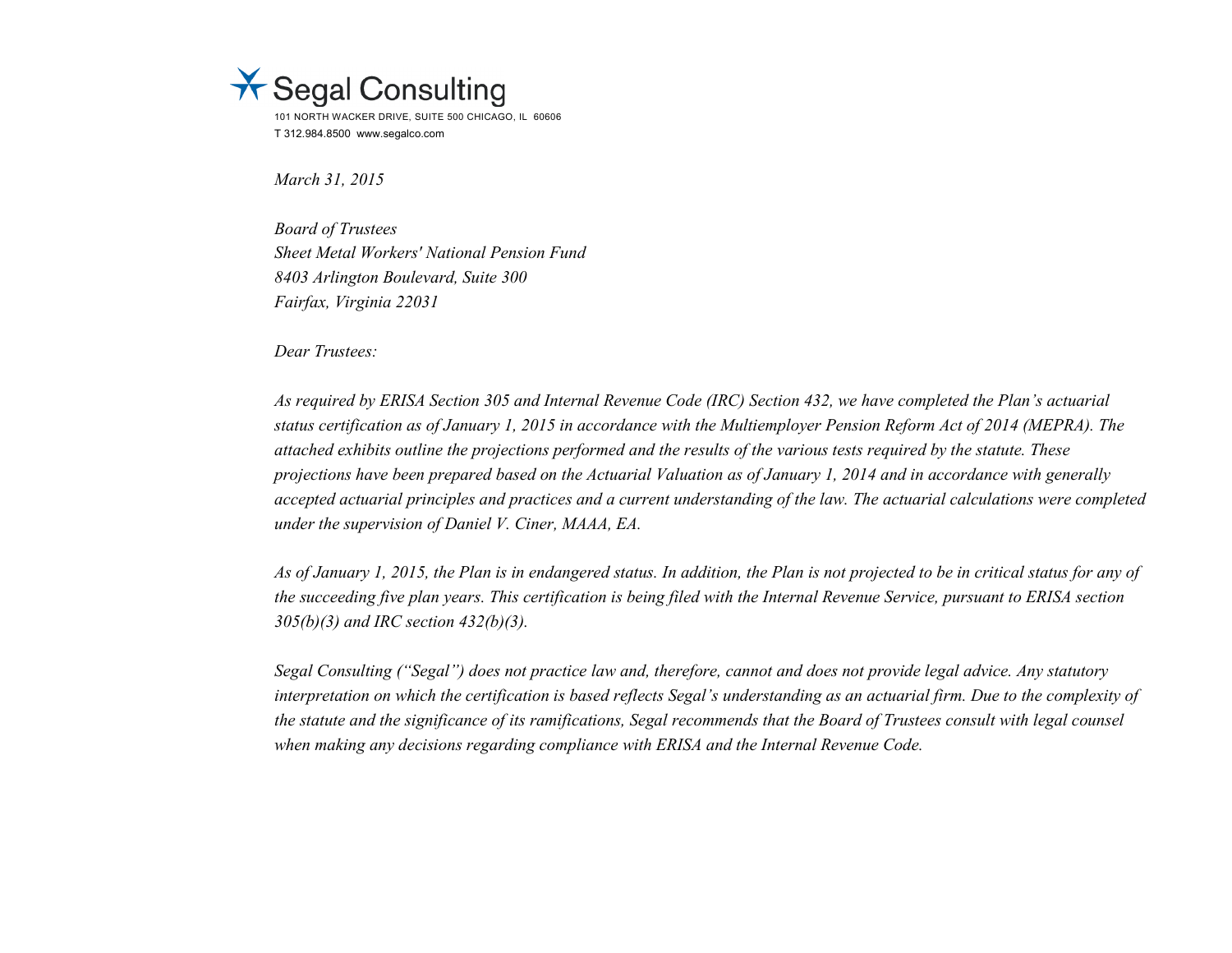Segal Consulting

101 NORTH WACKER DRIVE, SUITE 500 CHICAGO, IL 60606
T 312.984.8500 www.segalco.com

*March 31, 2015*

*Board of Trustees*
*Sheet Metal Workers' National Pension Fund*
*8403 Arlington Boulevard, Suite 300*
*Fairfax, Virginia 22031*

*Dear Trustees:*

*As required by ERISA Section 305 and Internal Revenue Code (IRC) Section 432, we have completed the Plan's actuarial status certification as of January 1, 2015 in accordance with the Multiemployer Pension Reform Act of 2014 (MEPRA). The attached exhibits outline the projections performed and the results of the various tests required by the statute. These projections have been prepared based on the Actuarial Valuation as of January 1, 2014 and in accordance with generally accepted actuarial principles and practices and a current understanding of the law. The actuarial calculations were completed under the supervision of Daniel V. Ciner, MAAA, EA.*

*As of January 1, 2015, the Plan is in endangered status. In addition, the Plan is not projected to be in critical status for any of the succeeding five plan years. This certification is being filed with the Internal Revenue Service, pursuant to ERISA section 305(b)(3) and IRC section 432(b)(3).*

*Segal Consulting ("Segal") does not practice law and, therefore, cannot and does not provide legal advice. Any statutory interpretation on which the certification is based reflects Segal's understanding as an actuarial firm. Due to the complexity of the statute and the significance of its ramifications, Segal recommends that the Board of Trustees consult with legal counsel when making any decisions regarding compliance with ERISA and the Internal Revenue Code.*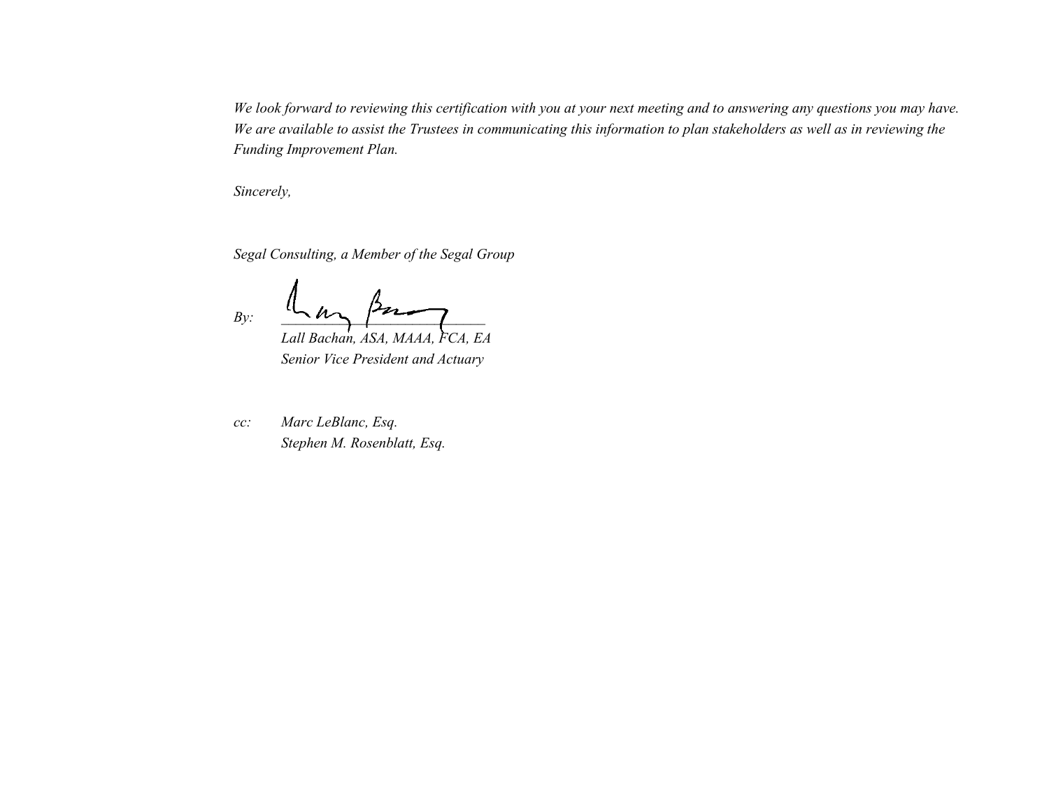*We look forward to reviewing this certification with you at your next meeting and to answering any questions you may have. We are available to assist the Trustees in communicating this information to plan stakeholders as well as in reviewing the Funding Improvement Plan.*

*Sincerely,*

*Segal Consulting, a Member of the Segal Group*

*By:* \_\_\_\_\_\_\_\_\_\_\_\_\_\_\_\_\_\_\_\_\_\_\_\_\_\_\_\_
*Lall Bachan, ASA, MAAA, FCA, EA*
*Senior Vice President and Actuary*

*cc:* *Marc LeBlanc, Esq.*
*Stephen M. Rosenblatt, Esq.*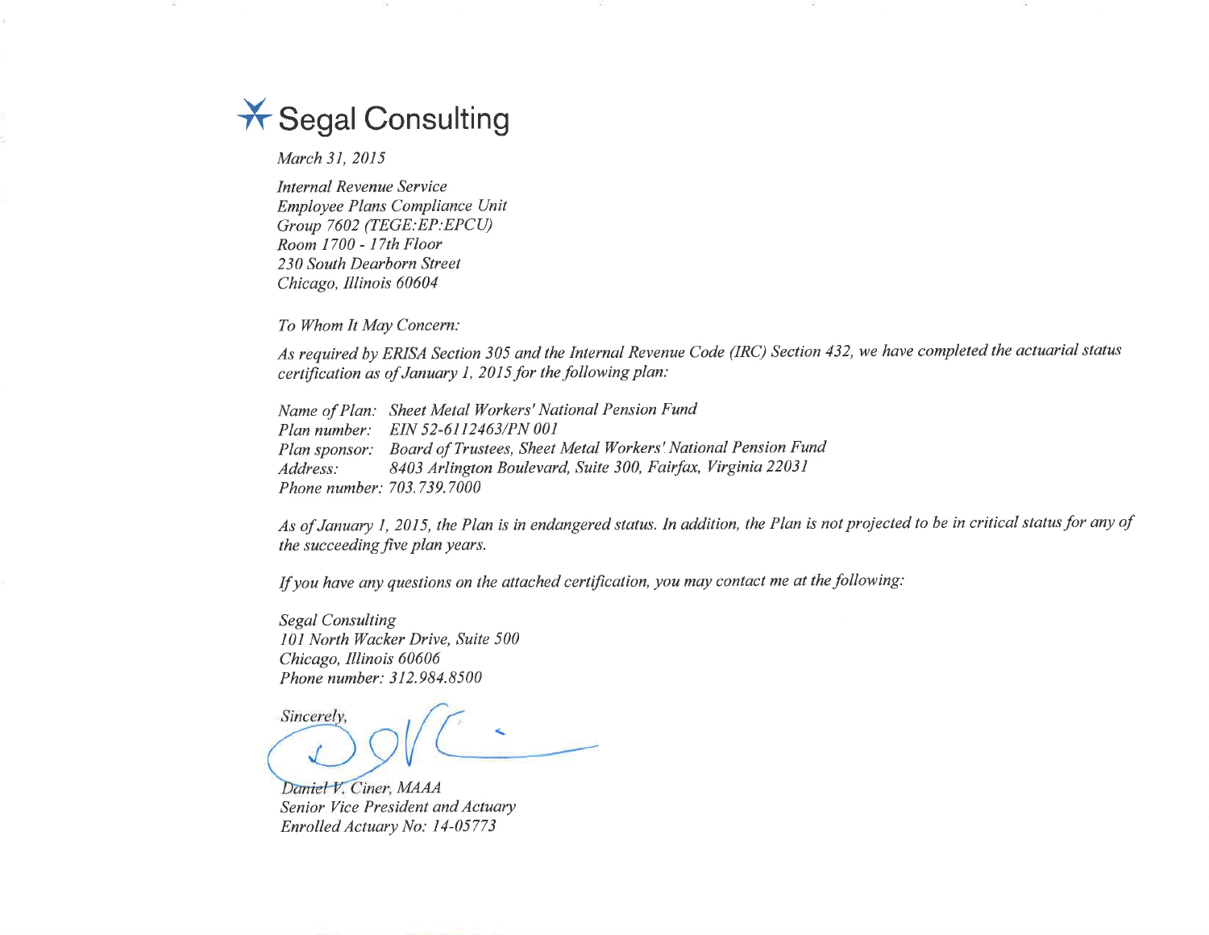# Segal Consulting

*March 31, 2015*

*Internal Revenue Service*
*Employee Plans Compliance Unit*
*Group 7602 (TEGE:EP:EPCU)*
*Room 1700 - 17th Floor*
*230 South Dearborn Street*
*Chicago, Illinois 60604*

*To Whom It May Concern:*

*As required by ERISA Section 305 and the Internal Revenue Code (IRC) Section 432, we have completed the actuarial status certification as of January 1, 2015 for the following plan:*

*Name of Plan: Sheet Metal Workers' National Pension Fund*
*Plan number: EIN 52-6112463/PN 001*
*Plan sponsor: Board of Trustees, Sheet Metal Workers' National Pension Fund*
*Address: 8403 Arlington Boulevard, Suite 300, Fairfax, Virginia 22031*
*Phone number: 703.739.7000*

*As of January 1, 2015, the Plan is in endangered status. In addition, the Plan is not projected to be in critical status for any of the succeeding five plan years.*

*If you have any questions on the attached certification, you may contact me at the following:*

*Segal Consulting*
*101 North Wacker Drive, Suite 500*
*Chicago, Illinois 60606*
*Phone number: 312.984.8500*

*Sincerely,*

*Daniel V. Ciner, MAAA*
*Senior Vice President and Actuary*
*Enrolled Actuary No: 14-05773*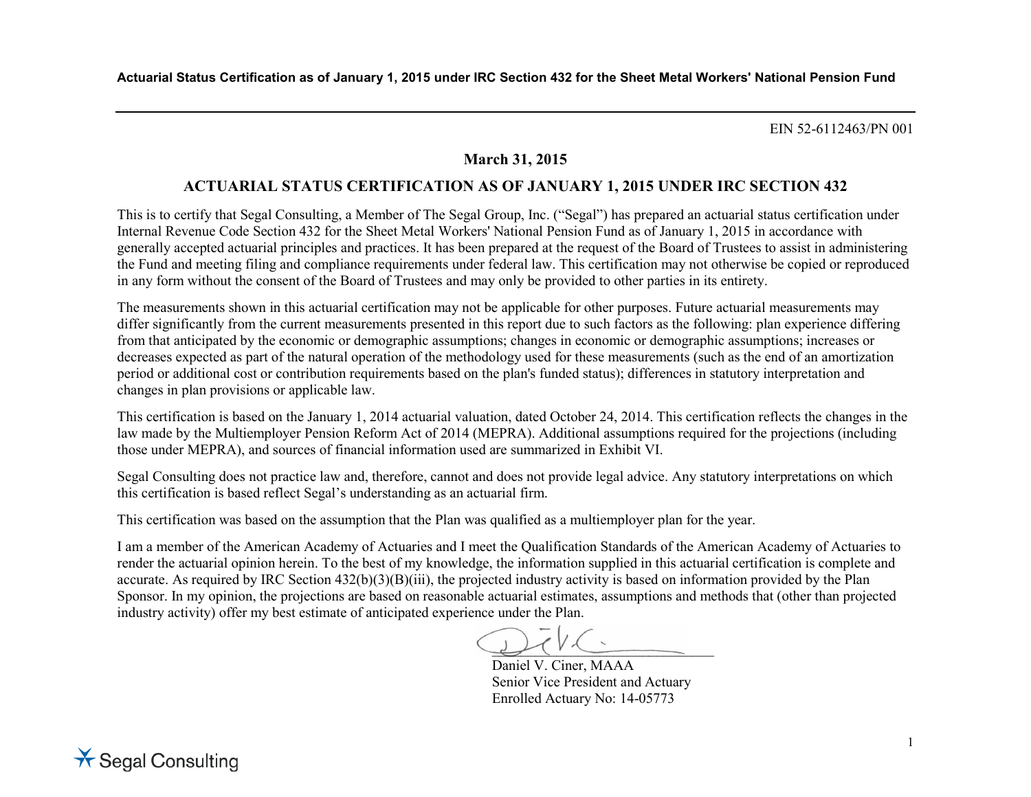EIN 52-6112463/PN 001

**March 31, 2015**

## ACTUARIAL STATUS CERTIFICATION AS OF JANUARY 1, 2015 UNDER IRC SECTION 432

This is to certify that Segal Consulting, a Member of The Segal Group, Inc. ("Segal") has prepared an actuarial status certification under Internal Revenue Code Section 432 for the Sheet Metal Workers' National Pension Fund as of January 1, 2015 in accordance with generally accepted actuarial principles and practices. It has been prepared at the request of the Board of Trustees to assist in administering the Fund and meeting filing and compliance requirements under federal law. This certification may not otherwise be copied or reproduced in any form without the consent of the Board of Trustees and may only be provided to other parties in its entirety.

The measurements shown in this actuarial certification may not be applicable for other purposes. Future actuarial measurements may differ significantly from the current measurements presented in this report due to such factors as the following: plan experience differing from that anticipated by the economic or demographic assumptions; changes in economic or demographic assumptions; increases or decreases expected as part of the natural operation of the methodology used for these measurements (such as the end of an amortization period or additional cost or contribution requirements based on the plan's funded status); differences in statutory interpretation and changes in plan provisions or applicable law.

This certification is based on the January 1, 2014 actuarial valuation, dated October 24, 2014. This certification reflects the changes in the law made by the Multiemployer Pension Reform Act of 2014 (MEPRA). Additional assumptions required for the projections (including those under MEPRA), and sources of financial information used are summarized in Exhibit VI.

Segal Consulting does not practice law and, therefore, cannot and does not provide legal advice. Any statutory interpretations on which this certification is based reflect Segal's understanding as an actuarial firm.

This certification was based on the assumption that the Plan was qualified as a multiemployer plan for the year.

I am a member of the American Academy of Actuaries and I meet the Qualification Standards of the American Academy of Actuaries to render the actuarial opinion herein. To the best of my knowledge, the information supplied in this actuarial certification is complete and accurate. As required by IRC Section 432(b)(3)(B)(iii), the projected industry activity is based on information provided by the Plan Sponsor. In my opinion, the projections are based on reasonable actuarial estimates, assumptions and methods that (other than projected industry activity) offer my best estimate of anticipated experience under the Plan.

Daniel V. Ciner, MAAA
Senior Vice President and Actuary
Enrolled Actuary No: 14-05773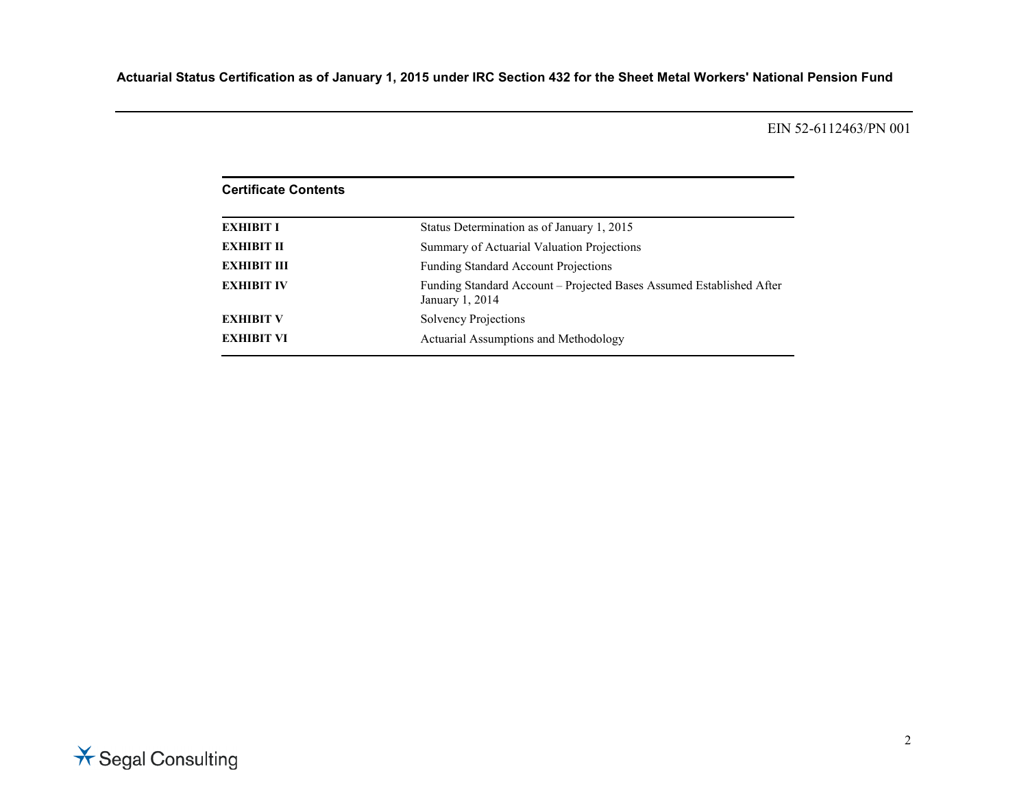EIN 52-6112463/PN 001

## Certificate Contents

| | |
|---|---|
| **EXHIBIT I** | Status Determination as of January 1, 2015 |
| **EXHIBIT II** | Summary of Actuarial Valuation Projections |
| **EXHIBIT III** | Funding Standard Account Projections |
| **EXHIBIT IV** | Funding Standard Account – Projected Bases Assumed Established After January 1, 2014 |
| **EXHIBIT V** | Solvency Projections |
| **EXHIBIT VI** | Actuarial Assumptions and Methodology |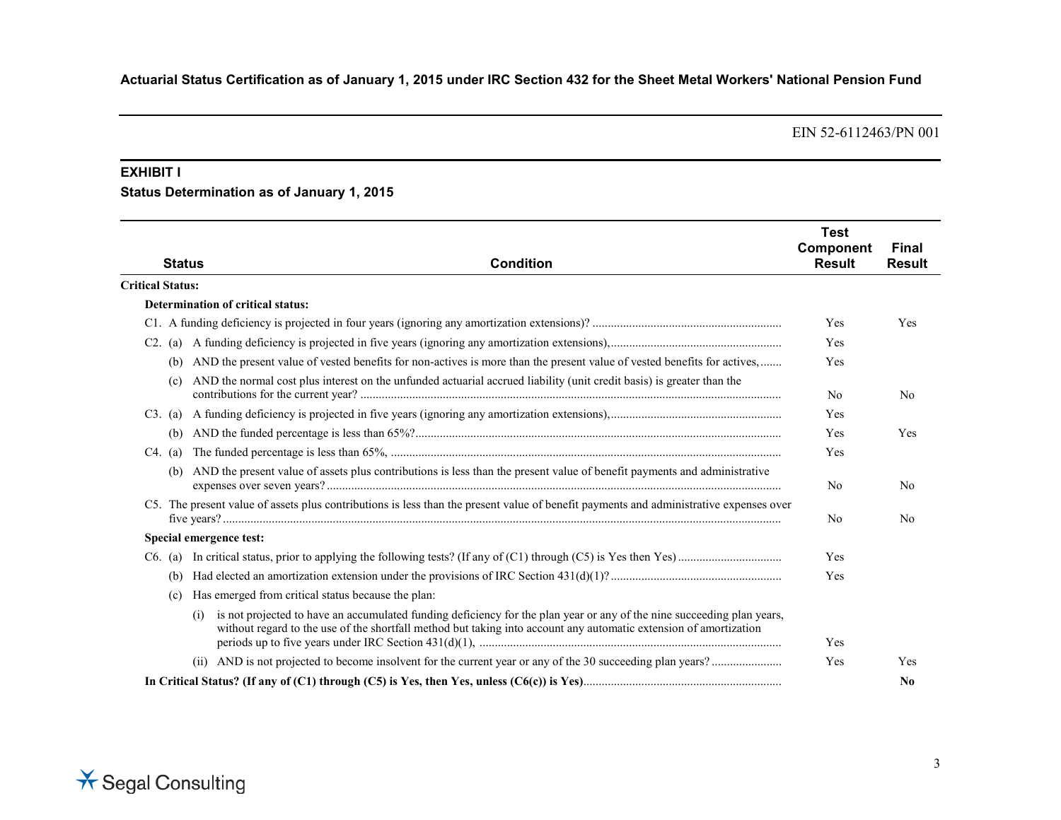**Actuarial Status Certification as of January 1, 2015 under IRC Section 432 for the Sheet Metal Workers' National Pension Fund**

EIN 52-6112463/PN 001

## EXHIBIT I

### Status Determination as of January 1, 2015

| Status | Condition | Test Component Result | Final Result |
|---|---|---|---|
| **Critical Status:** | | | |
| **Determination of critical status:** | | | |
| C1. | A funding deficiency is projected in four years (ignoring any amortization extensions)? | Yes | Yes |
| C2. (a) | A funding deficiency is projected in five years (ignoring any amortization extensions), | Yes | |
| (b) | AND the present value of vested benefits for non-actives is more than the present value of vested benefits for actives, | Yes | |
| (c) | AND the normal cost plus interest on the unfunded actuarial accrued liability (unit credit basis) is greater than the contributions for the current year? | No | No |
| C3. (a) | A funding deficiency is projected in five years (ignoring any amortization extensions), | Yes | |
| (b) | AND the funded percentage is less than 65%? | Yes | Yes |
| C4. (a) | The funded percentage is less than 65%, | Yes | |
| (b) | AND the present value of assets plus contributions is less than the present value of benefit payments and administrative expenses over seven years? | No | No |
| C5. | The present value of assets plus contributions is less than the present value of benefit payments and administrative expenses over five years? | No | No |
| **Special emergence test:** | | | |
| C6. (a) | In critical status, prior to applying the following tests? (If any of (C1) through (C5) is Yes then Yes) | Yes | |
| (b) | Had elected an amortization extension under the provisions of IRC Section 431(d)(1)? | Yes | |
| (c) | Has emerged from critical status because the plan: | | |
| (i) | is not projected to have an accumulated funding deficiency for the plan year or any of the nine succeeding plan years, without regard to the use of the shortfall method but taking into account any automatic extension of amortization periods up to five years under IRC Section 431(d)(1), | Yes | |
| (ii) | AND is not projected to become insolvent for the current year or any of the 30 succeeding plan years? | Yes | Yes |
| **In Critical Status? (If any of (C1) through (C5) is Yes, then Yes, unless (C6(c)) is Yes)** | | | **No** |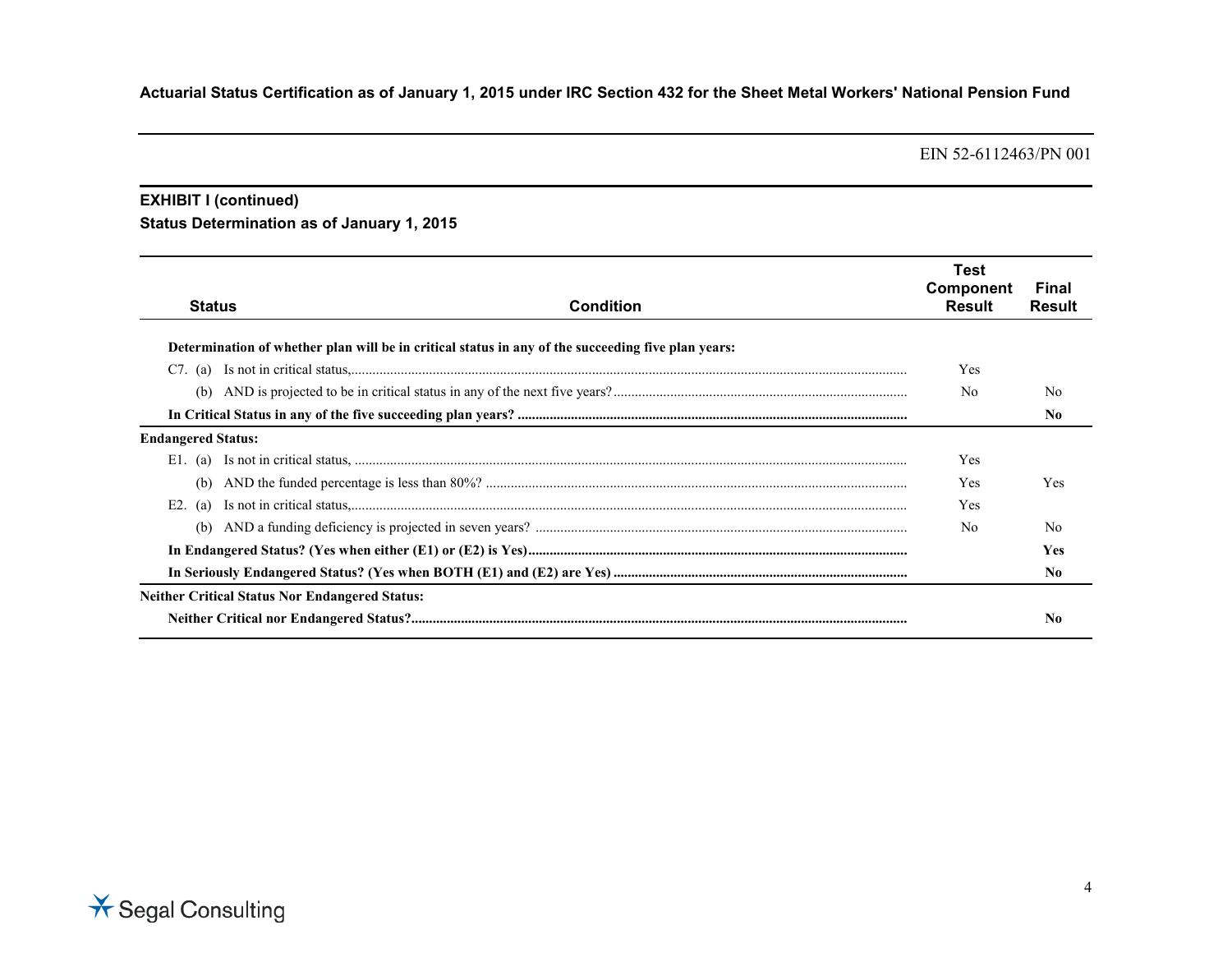**Actuarial Status Certification as of January 1, 2015 under IRC Section 432 for the Sheet Metal Workers' National Pension Fund**

EIN 52-6112463/PN 001

**EXHIBIT I (continued)**

**Status Determination as of January 1, 2015**

| Status | Condition | Test Component Result | Final Result |
|---|---|---|---|
| **Determination of whether plan will be in critical status in any of the succeeding five plan years:** | | | |
| C7. | (a) Is not in critical status, | Yes | |
| | (b) AND is projected to be in critical status in any of the next five years? | No | No |
| **In Critical Status in any of the five succeeding plan years?** | | | **No** |
| **Endangered Status:** | | | |
| E1. | (a) Is not in critical status, | Yes | |
| | (b) AND the funded percentage is less than 80%? | Yes | Yes |
| E2. | (a) Is not in critical status, | Yes | |
| | (b) AND a funding deficiency is projected in seven years? | No | No |
| **In Endangered Status? (Yes when either (E1) or (E2) is Yes)** | | | **Yes** |
| **In Seriously Endangered Status? (Yes when BOTH (E1) and (E2) are Yes)** | | | **No** |
| **Neither Critical Status Nor Endangered Status:** | | | |
| **Neither Critical nor Endangered Status?** | | | **No** |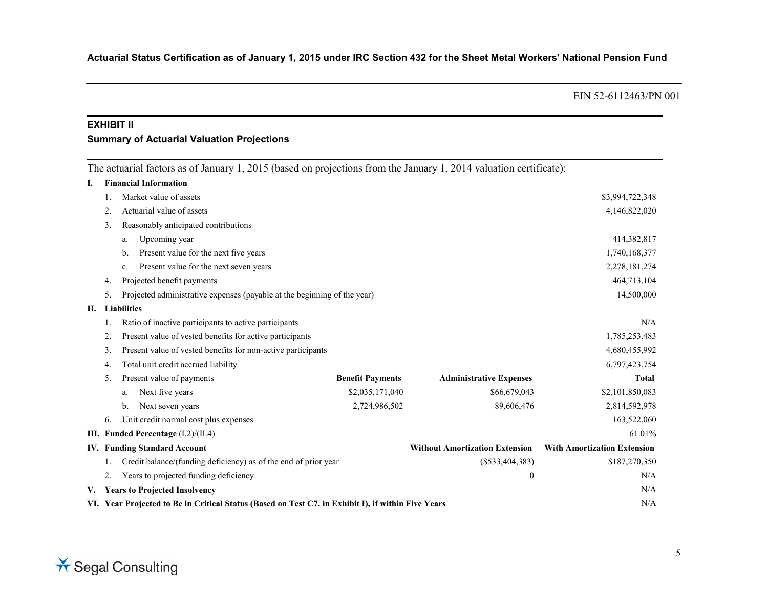**Actuarial Status Certification as of January 1, 2015 under IRC Section 432 for the Sheet Metal Workers' National Pension Fund**

EIN 52-6112463/PN 001

## EXHIBIT II

### Summary of Actuarial Valuation Projections

The actuarial factors as of January 1, 2015 (based on projections from the January 1, 2014 valuation certificate):

| | | | |
|---|---|---|---|
| **I. Financial Information** | | | |
| 1. Market value of assets | | | $3,994,722,348 |
| 2. Actuarial value of assets | | | 4,146,822,020 |
| 3. Reasonably anticipated contributions | | | |
| a. Upcoming year | | | 414,382,817 |
| b. Present value for the next five years | | | 1,740,168,377 |
| c. Present value for the next seven years | | | 2,278,181,274 |
| 4. Projected benefit payments | | | 464,713,104 |
| 5. Projected administrative expenses (payable at the beginning of the year) | | | 14,500,000 |
| **II. Liabilities** | | | |
| 1. Ratio of inactive participants to active participants | | | N/A |
| 2. Present value of vested benefits for active participants | | | 1,785,253,483 |
| 3. Present value of vested benefits for non-active participants | | | 4,680,455,992 |
| 4. Total unit credit accrued liability | | | 6,797,423,754 |
| 5. Present value of payments | **Benefit Payments** | **Administrative Expenses** | **Total** |
| a. Next five years | $2,035,171,040 | $66,679,043 | $2,101,850,083 |
| b. Next seven years | 2,724,986,502 | 89,606,476 | 2,814,592,978 |
| 6. Unit credit normal cost plus expenses | | | 163,522,060 |
| **III. Funded Percentage** (I.2)/(II.4) | | | 61.01% |
| **IV. Funding Standard Account** | | **Without Amortization Extension** | **With Amortization Extension** |
| 1. Credit balance/(funding deficiency) as of the end of prior year | | ($533,404,383) | $187,270,350 |
| 2. Years to projected funding deficiency | | 0 | N/A |
| **V. Years to Projected Insolvency** | | | N/A |
| **VI. Year Projected to Be in Critical Status (Based on Test C7. in Exhibit I), if within Five Years** | | | N/A |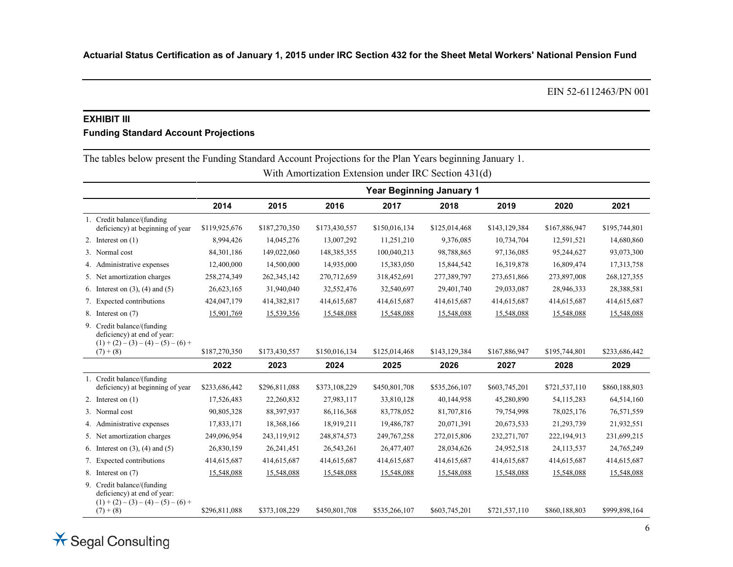EIN 52-6112463/PN 001

## EXHIBIT III

### Funding Standard Account Projections

The tables below present the Funding Standard Account Projections for the Plan Years beginning January 1.

With Amortization Extension under IRC Section 431(d)

| | Year Beginning January 1 | | | | | | | |
|---|---|---|---|---|---|---|---|---|
| | 2014 | 2015 | 2016 | 2017 | 2018 | 2019 | 2020 | 2021 |
| 1. Credit balance/(funding deficiency) at beginning of year | $119,925,676 | $187,270,350 | $173,430,557 | $150,016,134 | $125,014,468 | $143,129,384 | $167,886,947 | $195,744,801 |
| 2. Interest on (1) | 8,994,426 | 14,045,276 | 13,007,292 | 11,251,210 | 9,376,085 | 10,734,704 | 12,591,521 | 14,680,860 |
| 3. Normal cost | 84,301,186 | 149,022,060 | 148,385,355 | 100,040,213 | 98,788,865 | 97,136,085 | 95,244,627 | 93,073,300 |
| 4. Administrative expenses | 12,400,000 | 14,500,000 | 14,935,000 | 15,383,050 | 15,844,542 | 16,319,878 | 16,809,474 | 17,313,758 |
| 5. Net amortization charges | 258,274,349 | 262,345,142 | 270,712,659 | 318,452,691 | 277,389,797 | 273,651,866 | 273,897,008 | 268,127,355 |
| 6. Interest on (3), (4) and (5) | 26,623,165 | 31,940,040 | 32,552,476 | 32,540,697 | 29,401,740 | 29,033,087 | 28,946,333 | 28,388,581 |
| 7. Expected contributions | 424,047,179 | 414,382,817 | 414,615,687 | 414,615,687 | 414,615,687 | 414,615,687 | 414,615,687 | 414,615,687 |
| 8. Interest on (7) | 15,901,769 | 15,539,356 | 15,548,088 | 15,548,088 | 15,548,088 | 15,548,088 | 15,548,088 | 15,548,088 |
| 9. Credit balance/(funding deficiency) at end of year: (1) + (2) – (3) – (4) – (5) – (6) + (7) + (8) | $187,270,350 | $173,430,557 | $150,016,134 | $125,014,468 | $143,129,384 | $167,886,947 | $195,744,801 | $233,686,442 |
| | 2022 | 2023 | 2024 | 2025 | 2026 | 2027 | 2028 | 2029 |
| 1. Credit balance/(funding deficiency) at beginning of year | $233,686,442 | $296,811,088 | $373,108,229 | $450,801,708 | $535,266,107 | $603,745,201 | $721,537,110 | $860,188,803 |
| 2. Interest on (1) | 17,526,483 | 22,260,832 | 27,983,117 | 33,810,128 | 40,144,958 | 45,280,890 | 54,115,283 | 64,514,160 |
| 3. Normal cost | 90,805,328 | 88,397,937 | 86,116,368 | 83,778,052 | 81,707,816 | 79,754,998 | 78,025,176 | 76,571,559 |
| 4. Administrative expenses | 17,833,171 | 18,368,166 | 18,919,211 | 19,486,787 | 20,071,391 | 20,673,533 | 21,293,739 | 21,932,551 |
| 5. Net amortization charges | 249,096,954 | 243,119,912 | 248,874,573 | 249,767,258 | 272,015,806 | 232,271,707 | 222,194,913 | 231,699,215 |
| 6. Interest on (3), (4) and (5) | 26,830,159 | 26,241,451 | 26,543,261 | 26,477,407 | 28,034,626 | 24,952,518 | 24,113,537 | 24,765,249 |
| 7. Expected contributions | 414,615,687 | 414,615,687 | 414,615,687 | 414,615,687 | 414,615,687 | 414,615,687 | 414,615,687 | 414,615,687 |
| 8. Interest on (7) | 15,548,088 | 15,548,088 | 15,548,088 | 15,548,088 | 15,548,088 | 15,548,088 | 15,548,088 | 15,548,088 |
| 9. Credit balance/(funding deficiency) at end of year: (1) + (2) – (3) – (4) – (5) – (6) + (7) + (8) | $296,811,088 | $373,108,229 | $450,801,708 | $535,266,107 | $603,745,201 | $721,537,110 | $860,188,803 | $999,898,164 |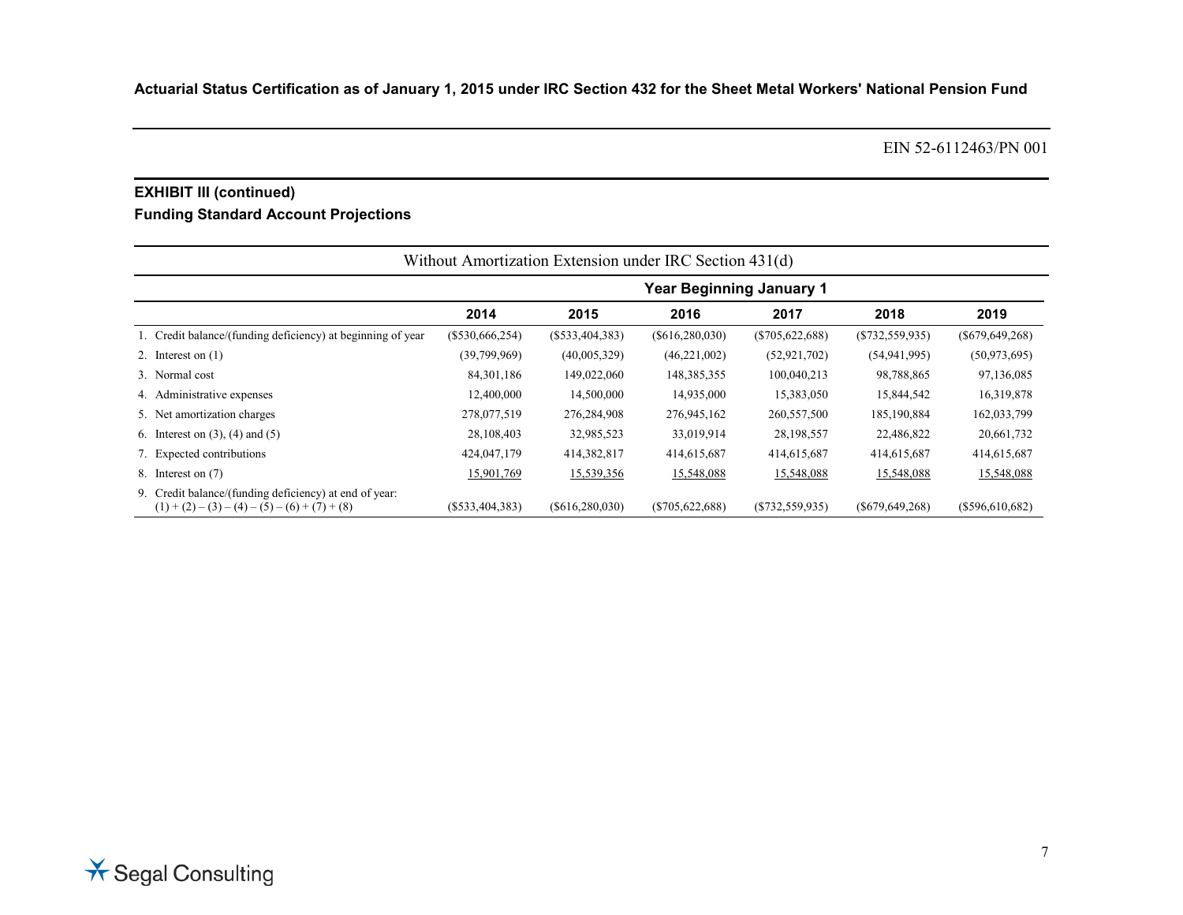Actuarial Status Certification as of January 1, 2015 under IRC Section 432 for the Sheet Metal Workers' National Pension Fund

EIN 52-6112463/PN 001

## EXHIBIT III (continued)

### Funding Standard Account Projections

| Without Amortization Extension under IRC Section 431(d) | | | | | | |
|---|---|---|---|---|---|---|
| | Year Beginning January 1 | | | | | |
| | 2014 | 2015 | 2016 | 2017 | 2018 | 2019 |
| 1. Credit balance/(funding deficiency) at beginning of year | ($530,666,254) | ($533,404,383) | ($616,280,030) | ($705,622,688) | ($732,559,935) | ($679,649,268) |
| 2. Interest on (1) | (39,799,969) | (40,005,329) | (46,221,002) | (52,921,702) | (54,941,995) | (50,973,695) |
| 3. Normal cost | 84,301,186 | 149,022,060 | 148,385,355 | 100,040,213 | 98,788,865 | 97,136,085 |
| 4. Administrative expenses | 12,400,000 | 14,500,000 | 14,935,000 | 15,383,050 | 15,844,542 | 16,319,878 |
| 5. Net amortization charges | 278,077,519 | 276,284,908 | 276,945,162 | 260,557,500 | 185,190,884 | 162,033,799 |
| 6. Interest on (3), (4) and (5) | 28,108,403 | 32,985,523 | 33,019,914 | 28,198,557 | 22,486,822 | 20,661,732 |
| 7. Expected contributions | 424,047,179 | 414,382,817 | 414,615,687 | 414,615,687 | 414,615,687 | 414,615,687 |
| 8. Interest on (7) | 15,901,769 | 15,539,356 | 15,548,088 | 15,548,088 | 15,548,088 | 15,548,088 |
| 9. Credit balance/(funding deficiency) at end of year: (1) + (2) – (3) – (4) – (5) – (6) + (7) + (8) | ($533,404,383) | ($616,280,030) | ($705,622,688) | ($732,559,935) | ($679,649,268) | ($596,610,682) |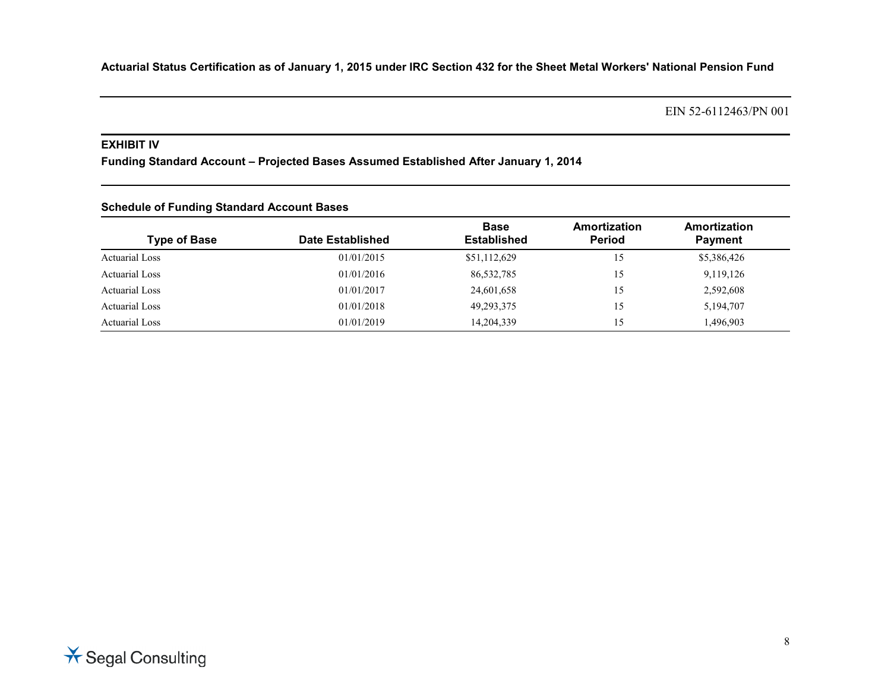EIN 52-6112463/PN 001

## EXHIBIT IV

### Funding Standard Account – Projected Bases Assumed Established After January 1, 2014

#### Schedule of Funding Standard Account Bases

| Type of Base | Date Established | Base Established | Amortization Period | Amortization Payment |
|---|---|---|---|---|
| Actuarial Loss | 01/01/2015 | $51,112,629 | 15 | $5,386,426 |
| Actuarial Loss | 01/01/2016 | 86,532,785 | 15 | 9,119,126 |
| Actuarial Loss | 01/01/2017 | 24,601,658 | 15 | 2,592,608 |
| Actuarial Loss | 01/01/2018 | 49,293,375 | 15 | 5,194,707 |
| Actuarial Loss | 01/01/2019 | 14,204,339 | 15 | 1,496,903 |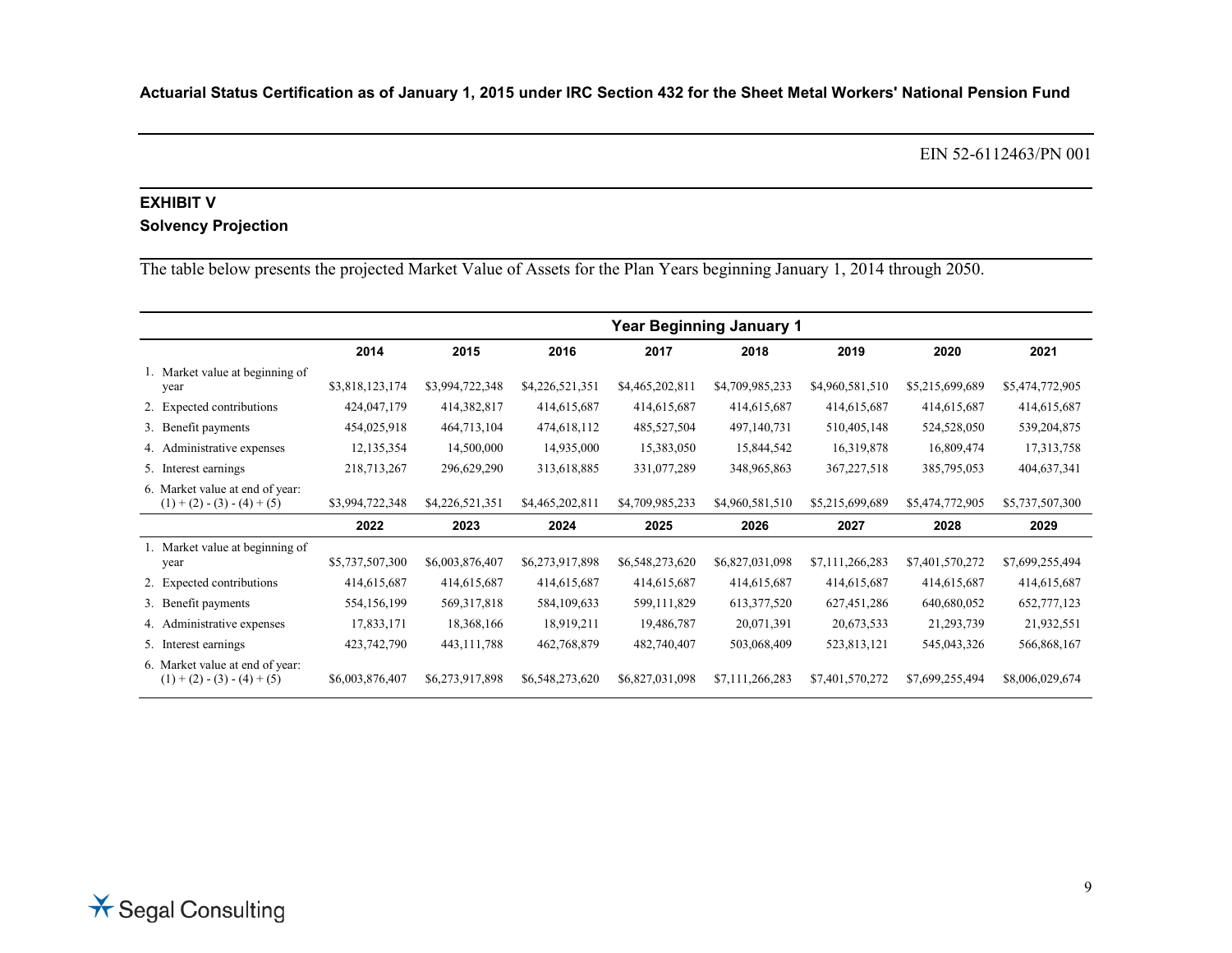**Actuarial Status Certification as of January 1, 2015 under IRC Section 432 for the Sheet Metal Workers' National Pension Fund**

EIN 52-6112463/PN 001

## EXHIBIT V
### Solvency Projection

The table below presents the projected Market Value of Assets for the Plan Years beginning January 1, 2014 through 2050.

| | Year Beginning January 1 | | | | | | | |
|---|---|---|---|---|---|---|---|---|
| | **2014** | **2015** | **2016** | **2017** | **2018** | **2019** | **2020** | **2021** |
| 1. Market value at beginning of year | $3,818,123,174 | $3,994,722,348 | $4,226,521,351 | $4,465,202,811 | $4,709,985,233 | $4,960,581,510 | $5,215,699,689 | $5,474,772,905 |
| 2. Expected contributions | 424,047,179 | 414,382,817 | 414,615,687 | 414,615,687 | 414,615,687 | 414,615,687 | 414,615,687 | 414,615,687 |
| 3. Benefit payments | 454,025,918 | 464,713,104 | 474,618,112 | 485,527,504 | 497,140,731 | 510,405,148 | 524,528,050 | 539,204,875 |
| 4. Administrative expenses | 12,135,354 | 14,500,000 | 14,935,000 | 15,383,050 | 15,844,542 | 16,319,878 | 16,809,474 | 17,313,758 |
| 5. Interest earnings | 218,713,267 | 296,629,290 | 313,618,885 | 331,077,289 | 348,965,863 | 367,227,518 | 385,795,053 | 404,637,341 |
| 6. Market value at end of year: (1) + (2) - (3) - (4) + (5) | $3,994,722,348 | $4,226,521,351 | $4,465,202,811 | $4,709,985,233 | $4,960,581,510 | $5,215,699,689 | $5,474,772,905 | $5,737,507,300 |
| | **2022** | **2023** | **2024** | **2025** | **2026** | **2027** | **2028** | **2029** |
| 1. Market value at beginning of year | $5,737,507,300 | $6,003,876,407 | $6,273,917,898 | $6,548,273,620 | $6,827,031,098 | $7,111,266,283 | $7,401,570,272 | $7,699,255,494 |
| 2. Expected contributions | 414,615,687 | 414,615,687 | 414,615,687 | 414,615,687 | 414,615,687 | 414,615,687 | 414,615,687 | 414,615,687 |
| 3. Benefit payments | 554,156,199 | 569,317,818 | 584,109,633 | 599,111,829 | 613,377,520 | 627,451,286 | 640,680,052 | 652,777,123 |
| 4. Administrative expenses | 17,833,171 | 18,368,166 | 18,919,211 | 19,486,787 | 20,071,391 | 20,673,533 | 21,293,739 | 21,932,551 |
| 5. Interest earnings | 423,742,790 | 443,111,788 | 462,768,879 | 482,740,407 | 503,068,409 | 523,813,121 | 545,043,326 | 566,868,167 |
| 6. Market value at end of year: (1) + (2) - (3) - (4) + (5) | $6,003,876,407 | $6,273,917,898 | $6,548,273,620 | $6,827,031,098 | $7,111,266,283 | $7,401,570,272 | $7,699,255,494 | $8,006,029,674 |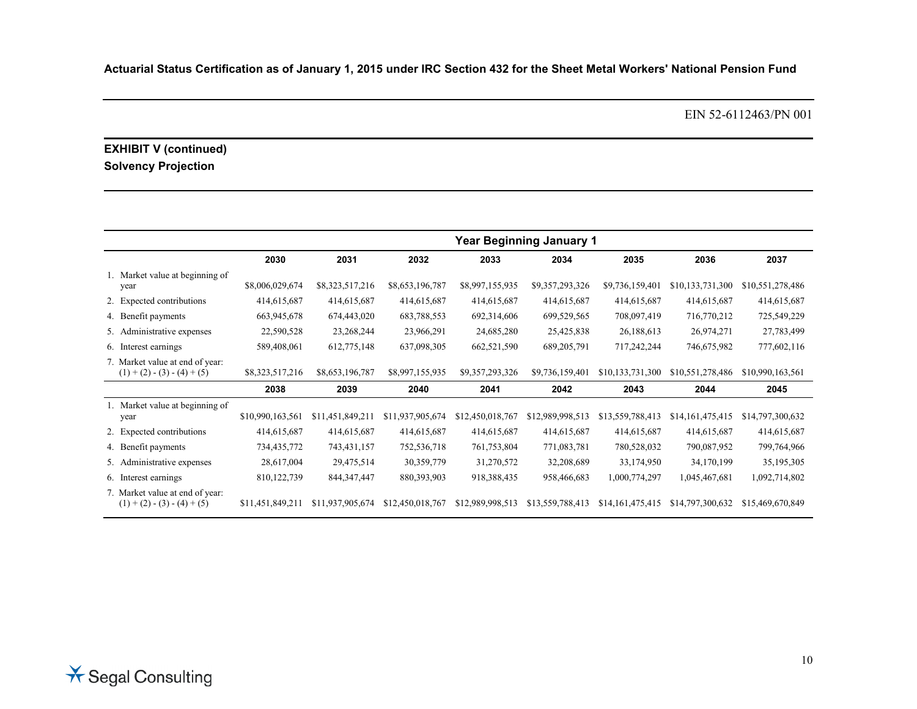**Actuarial Status Certification as of January 1, 2015 under IRC Section 432 for the Sheet Metal Workers' National Pension Fund**

EIN 52-6112463/PN 001

## EXHIBIT V (continued)
### Solvency Projection

| | Year Beginning January 1 | | | | | | | |
|---|---|---|---|---|---|---|---|---|
| | **2030** | **2031** | **2032** | **2033** | **2034** | **2035** | **2036** | **2037** |
| 1. Market value at beginning of year | $8,006,029,674 | $8,323,517,216 | $8,653,196,787 | $8,997,155,935 | $9,357,293,326 | $9,736,159,401 | $10,133,731,300 | $10,551,278,486 |
| 2. Expected contributions | 414,615,687 | 414,615,687 | 414,615,687 | 414,615,687 | 414,615,687 | 414,615,687 | 414,615,687 | 414,615,687 |
| 4. Benefit payments | 663,945,678 | 674,443,020 | 683,788,553 | 692,314,606 | 699,529,565 | 708,097,419 | 716,770,212 | 725,549,229 |
| 5. Administrative expenses | 22,590,528 | 23,268,244 | 23,966,291 | 24,685,280 | 25,425,838 | 26,188,613 | 26,974,271 | 27,783,499 |
| 6. Interest earnings | 589,408,061 | 612,775,148 | 637,098,305 | 662,521,590 | 689,205,791 | 717,242,244 | 746,675,982 | 777,602,116 |
| 7. Market value at end of year: (1) + (2) - (3) - (4) + (5) | $8,323,517,216 | $8,653,196,787 | $8,997,155,935 | $9,357,293,326 | $9,736,159,401 | $10,133,731,300 | $10,551,278,486 | $10,990,163,561 |
| | **2038** | **2039** | **2040** | **2041** | **2042** | **2043** | **2044** | **2045** |
| 1. Market value at beginning of year | $10,990,163,561 | $11,451,849,211 | $11,937,905,674 | $12,450,018,767 | $12,989,998,513 | $13,559,788,413 | $14,161,475,415 | $14,797,300,632 |
| 2. Expected contributions | 414,615,687 | 414,615,687 | 414,615,687 | 414,615,687 | 414,615,687 | 414,615,687 | 414,615,687 | 414,615,687 |
| 4. Benefit payments | 734,435,772 | 743,431,157 | 752,536,718 | 761,753,804 | 771,083,781 | 780,528,032 | 790,087,952 | 799,764,966 |
| 5. Administrative expenses | 28,617,004 | 29,475,514 | 30,359,779 | 31,270,572 | 32,208,689 | 33,174,950 | 34,170,199 | 35,195,305 |
| 6. Interest earnings | 810,122,739 | 844,347,447 | 880,393,903 | 918,388,435 | 958,466,683 | 1,000,774,297 | 1,045,467,681 | 1,092,714,802 |
| 7. Market value at end of year: (1) + (2) - (3) - (4) + (5) | $11,451,849,211 | $11,937,905,674 | $12,450,018,767 | $12,989,998,513 | $13,559,788,413 | $14,161,475,415 | $14,797,300,632 | $15,469,670,849 |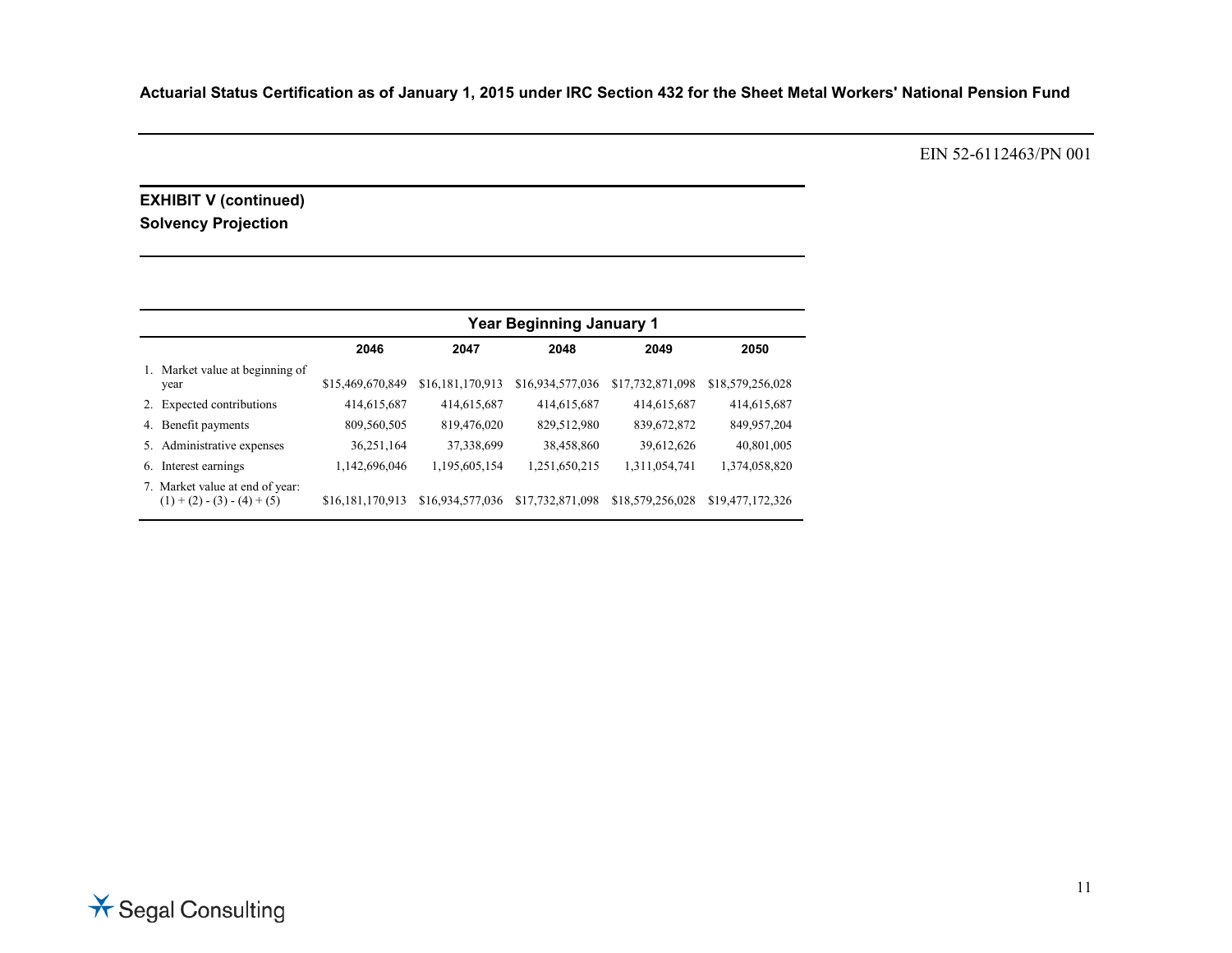EIN 52-6112463/PN 001

**EXHIBIT V (continued)**
**Solvency Projection**

| | Year Beginning January 1 | | | | |
|---|---|---|---|---|---|
| | **2046** | **2047** | **2048** | **2049** | **2050** |
| 1. Market value at beginning of year | $15,469,670,849 | $16,181,170,913 | $16,934,577,036 | $17,732,871,098 | $18,579,256,028 |
| 2. Expected contributions | 414,615,687 | 414,615,687 | 414,615,687 | 414,615,687 | 414,615,687 |
| 4. Benefit payments | 809,560,505 | 819,476,020 | 829,512,980 | 839,672,872 | 849,957,204 |
| 5. Administrative expenses | 36,251,164 | 37,338,699 | 38,458,860 | 39,612,626 | 40,801,005 |
| 6. Interest earnings | 1,142,696,046 | 1,195,605,154 | 1,251,650,215 | 1,311,054,741 | 1,374,058,820 |
| 7. Market value at end of year: (1) + (2) - (3) - (4) + (5) | $16,181,170,913 | $16,934,577,036 | $17,732,871,098 | $18,579,256,028 | $19,477,172,326 |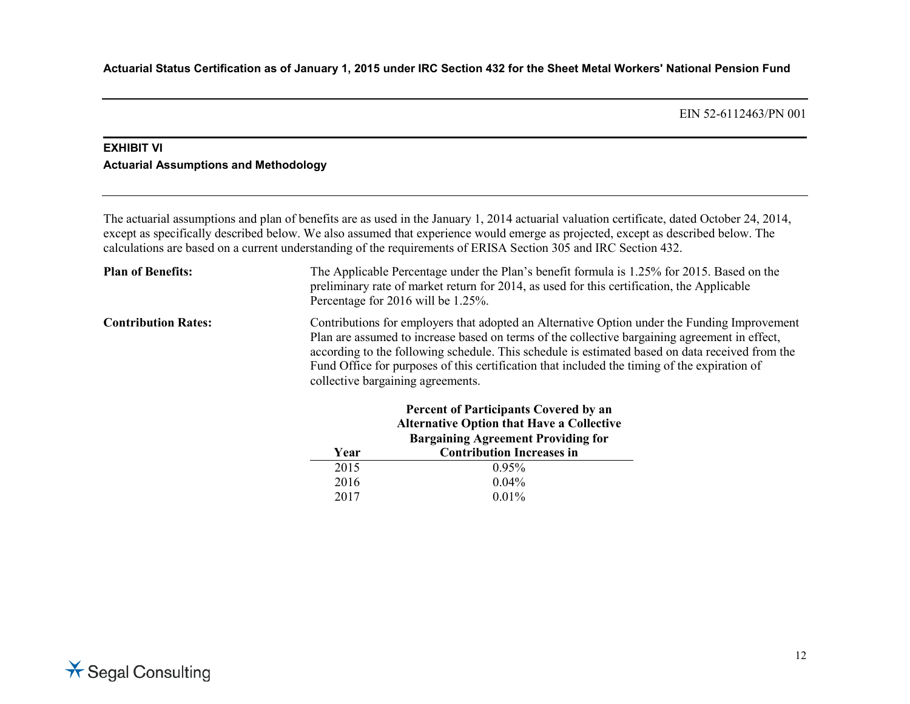EIN 52-6112463/PN 001

### EXHIBIT VI

### Actuarial Assumptions and Methodology

The actuarial assumptions and plan of benefits are as used in the January 1, 2014 actuarial valuation certificate, dated October 24, 2014, except as specifically described below. We also assumed that experience would emerge as projected, except as described below. The calculations are based on a current understanding of the requirements of ERISA Section 305 and IRC Section 432.

**Plan of Benefits:** The Applicable Percentage under the Plan's benefit formula is 1.25% for 2015. Based on the preliminary rate of market return for 2014, as used for this certification, the Applicable Percentage for 2016 will be 1.25%.

**Contribution Rates:** Contributions for employers that adopted an Alternative Option under the Funding Improvement Plan are assumed to increase based on terms of the collective bargaining agreement in effect, according to the following schedule. This schedule is estimated based on data received from the Fund Office for purposes of this certification that included the timing of the expiration of collective bargaining agreements.

| Year | Percent of Participants Covered by an Alternative Option that Have a Collective Bargaining Agreement Providing for Contribution Increases in |
|---|---|
| 2015 | 0.95% |
| 2016 | 0.04% |
| 2017 | 0.01% |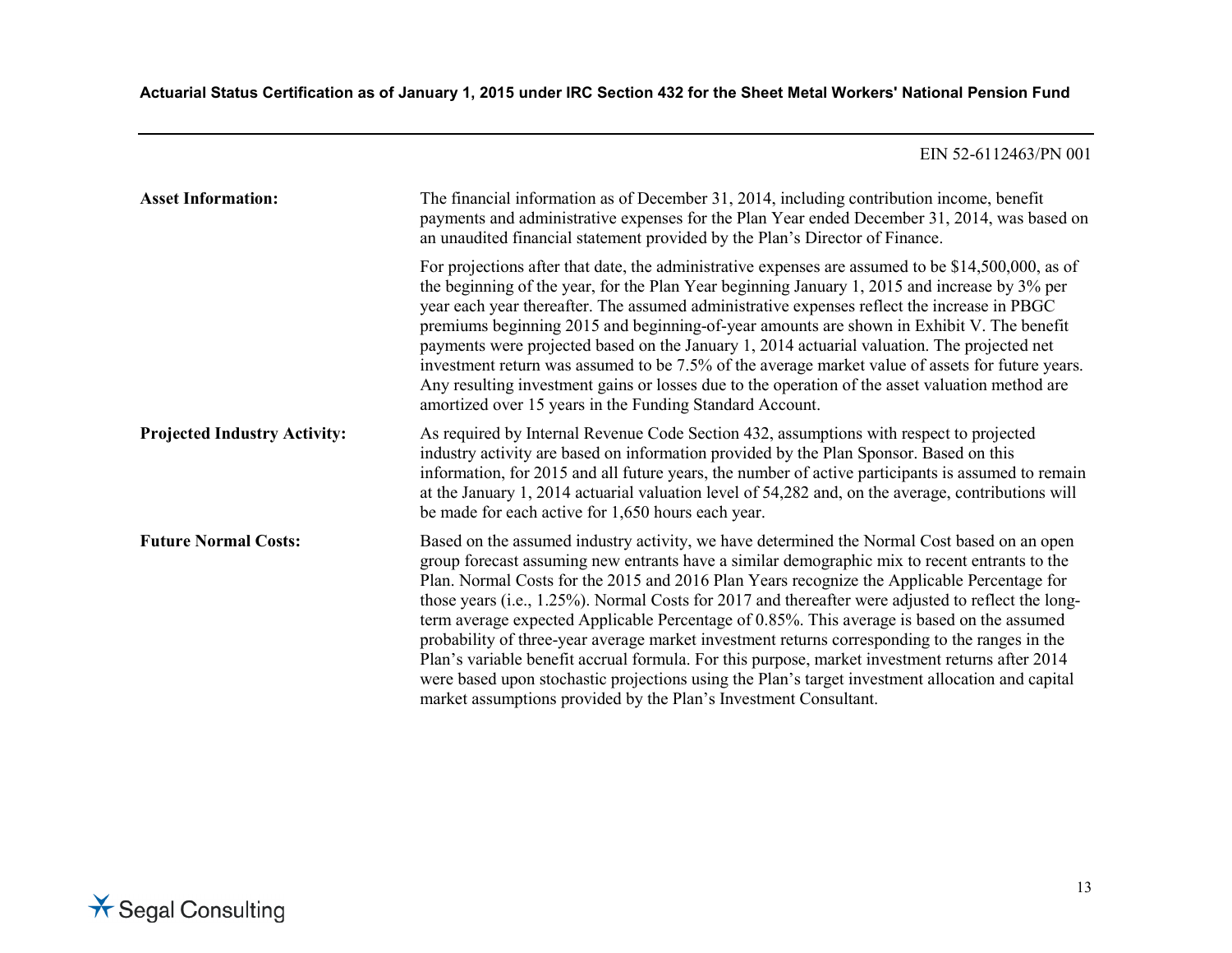EIN 52-6112463/PN 001

| | |
|---|---|
| **Asset Information:** | The financial information as of December 31, 2014, including contribution income, benefit payments and administrative expenses for the Plan Year ended December 31, 2014, was based on an unaudited financial statement provided by the Plan's Director of Finance.<br><br>For projections after that date, the administrative expenses are assumed to be $14,500,000, as of the beginning of the year, for the Plan Year beginning January 1, 2015 and increase by 3% per year each year thereafter. The assumed administrative expenses reflect the increase in PBGC premiums beginning 2015 and beginning-of-year amounts are shown in Exhibit V. The benefit payments were projected based on the January 1, 2014 actuarial valuation. The projected net investment return was assumed to be 7.5% of the average market value of assets for future years. Any resulting investment gains or losses due to the operation of the asset valuation method are amortized over 15 years in the Funding Standard Account. |
| **Projected Industry Activity:** | As required by Internal Revenue Code Section 432, assumptions with respect to projected industry activity are based on information provided by the Plan Sponsor. Based on this information, for 2015 and all future years, the number of active participants is assumed to remain at the January 1, 2014 actuarial valuation level of 54,282 and, on the average, contributions will be made for each active for 1,650 hours each year. |
| **Future Normal Costs:** | Based on the assumed industry activity, we have determined the Normal Cost based on an open group forecast assuming new entrants have a similar demographic mix to recent entrants to the Plan. Normal Costs for the 2015 and 2016 Plan Years recognize the Applicable Percentage for those years (i.e., 1.25%). Normal Costs for 2017 and thereafter were adjusted to reflect the long-term average expected Applicable Percentage of 0.85%. This average is based on the assumed probability of three-year average market investment returns corresponding to the ranges in the Plan's variable benefit accrual formula. For this purpose, market investment returns after 2014 were based upon stochastic projections using the Plan's target investment allocation and capital market assumptions provided by the Plan's Investment Consultant. |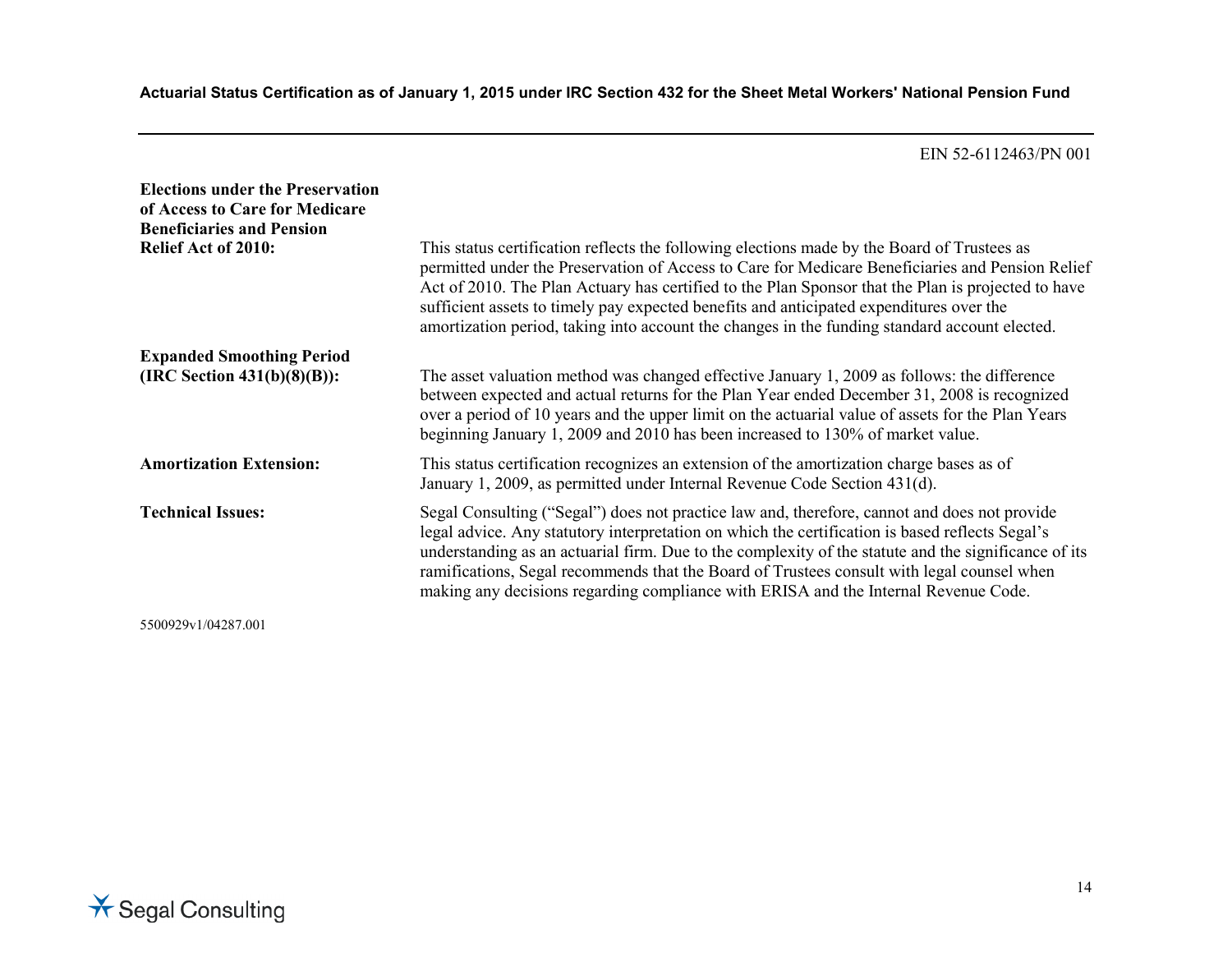EIN 52-6112463/PN 001

**Elections under the Preservation of Access to Care for Medicare Beneficiaries and Pension Relief Act of 2010:**

This status certification reflects the following elections made by the Board of Trustees as permitted under the Preservation of Access to Care for Medicare Beneficiaries and Pension Relief Act of 2010. The Plan Actuary has certified to the Plan Sponsor that the Plan is projected to have sufficient assets to timely pay expected benefits and anticipated expenditures over the amortization period, taking into account the changes in the funding standard account elected.

**Expanded Smoothing Period (IRC Section 431(b)(8)(B)):**

The asset valuation method was changed effective January 1, 2009 as follows: the difference between expected and actual returns for the Plan Year ended December 31, 2008 is recognized over a period of 10 years and the upper limit on the actuarial value of assets for the Plan Years beginning January 1, 2009 and 2010 has been increased to 130% of market value.

**Amortization Extension:**

This status certification recognizes an extension of the amortization charge bases as of January 1, 2009, as permitted under Internal Revenue Code Section 431(d).

**Technical Issues:**

Segal Consulting ("Segal") does not practice law and, therefore, cannot and does not provide legal advice. Any statutory interpretation on which the certification is based reflects Segal's understanding as an actuarial firm. Due to the complexity of the statute and the significance of its ramifications, Segal recommends that the Board of Trustees consult with legal counsel when making any decisions regarding compliance with ERISA and the Internal Revenue Code.

5500929v1/04287.001